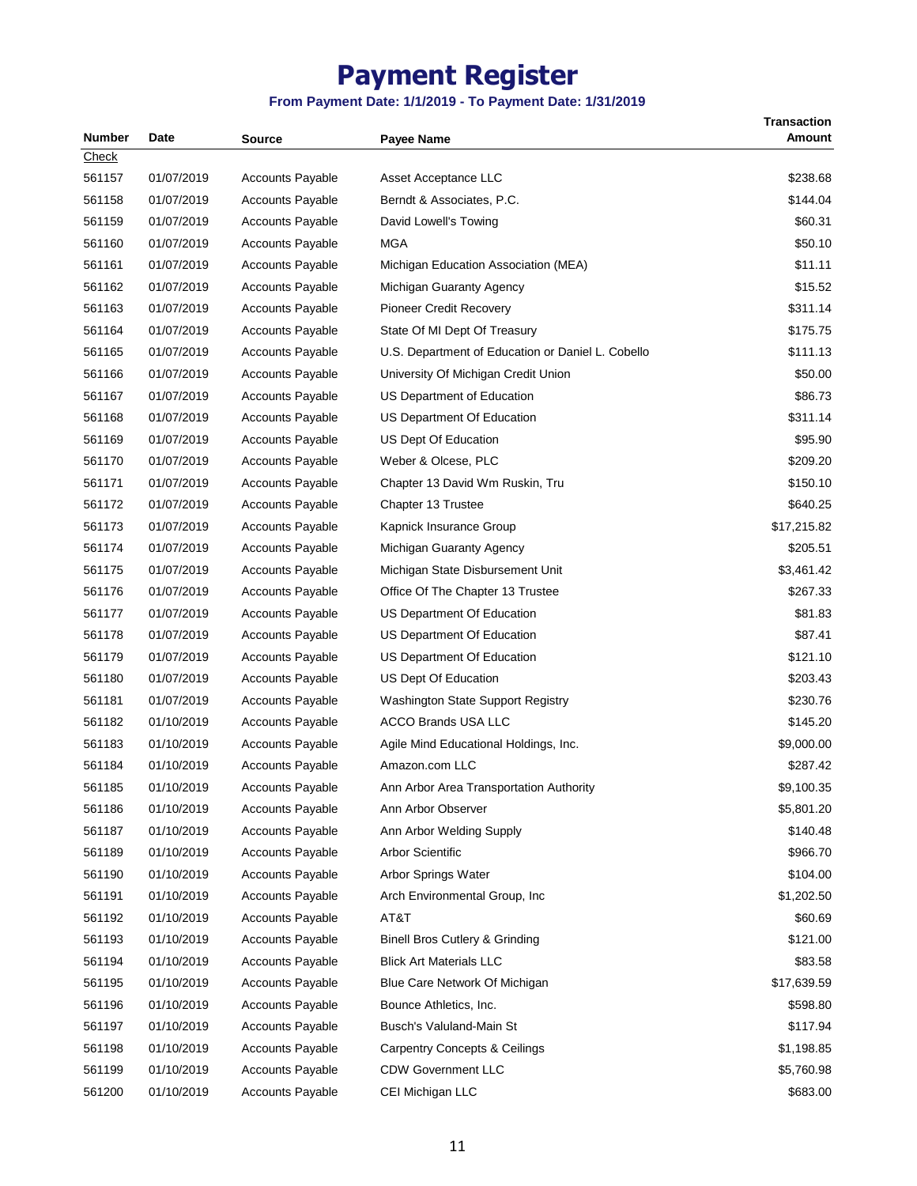# Payment Register

**From Payment Date: 1/1/2019 - To Payment Date: 1/31/2019**

| Number | Date | Source | Payee Name | Transaction Amount |
|---|---|---|---|---|
| Check | | | | |
| 561157 | 01/07/2019 | Accounts Payable | Asset Acceptance LLC | $238.68 |
| 561158 | 01/07/2019 | Accounts Payable | Berndt & Associates, P.C. | $144.04 |
| 561159 | 01/07/2019 | Accounts Payable | David Lowell's Towing | $60.31 |
| 561160 | 01/07/2019 | Accounts Payable | MGA | $50.10 |
| 561161 | 01/07/2019 | Accounts Payable | Michigan Education Association (MEA) | $11.11 |
| 561162 | 01/07/2019 | Accounts Payable | Michigan Guaranty Agency | $15.52 |
| 561163 | 01/07/2019 | Accounts Payable | Pioneer Credit Recovery | $311.14 |
| 561164 | 01/07/2019 | Accounts Payable | State Of MI Dept Of Treasury | $175.75 |
| 561165 | 01/07/2019 | Accounts Payable | U.S. Department of Education or Daniel L. Cobello | $111.13 |
| 561166 | 01/07/2019 | Accounts Payable | University Of Michigan Credit Union | $50.00 |
| 561167 | 01/07/2019 | Accounts Payable | US Department of Education | $86.73 |
| 561168 | 01/07/2019 | Accounts Payable | US Department Of Education | $311.14 |
| 561169 | 01/07/2019 | Accounts Payable | US Dept Of Education | $95.90 |
| 561170 | 01/07/2019 | Accounts Payable | Weber & Olcese, PLC | $209.20 |
| 561171 | 01/07/2019 | Accounts Payable | Chapter 13 David Wm Ruskin, Tru | $150.10 |
| 561172 | 01/07/2019 | Accounts Payable | Chapter 13 Trustee | $640.25 |
| 561173 | 01/07/2019 | Accounts Payable | Kapnick Insurance Group | $17,215.82 |
| 561174 | 01/07/2019 | Accounts Payable | Michigan Guaranty Agency | $205.51 |
| 561175 | 01/07/2019 | Accounts Payable | Michigan State Disbursement Unit | $3,461.42 |
| 561176 | 01/07/2019 | Accounts Payable | Office Of The Chapter 13 Trustee | $267.33 |
| 561177 | 01/07/2019 | Accounts Payable | US Department Of Education | $81.83 |
| 561178 | 01/07/2019 | Accounts Payable | US Department Of Education | $87.41 |
| 561179 | 01/07/2019 | Accounts Payable | US Department Of Education | $121.10 |
| 561180 | 01/07/2019 | Accounts Payable | US Dept Of Education | $203.43 |
| 561181 | 01/07/2019 | Accounts Payable | Washington State Support Registry | $230.76 |
| 561182 | 01/10/2019 | Accounts Payable | ACCO Brands USA LLC | $145.20 |
| 561183 | 01/10/2019 | Accounts Payable | Agile Mind Educational Holdings, Inc. | $9,000.00 |
| 561184 | 01/10/2019 | Accounts Payable | Amazon.com LLC | $287.42 |
| 561185 | 01/10/2019 | Accounts Payable | Ann Arbor Area Transportation Authority | $9,100.35 |
| 561186 | 01/10/2019 | Accounts Payable | Ann Arbor Observer | $5,801.20 |
| 561187 | 01/10/2019 | Accounts Payable | Ann Arbor Welding Supply | $140.48 |
| 561189 | 01/10/2019 | Accounts Payable | Arbor Scientific | $966.70 |
| 561190 | 01/10/2019 | Accounts Payable | Arbor Springs Water | $104.00 |
| 561191 | 01/10/2019 | Accounts Payable | Arch Environmental Group, Inc | $1,202.50 |
| 561192 | 01/10/2019 | Accounts Payable | AT&T | $60.69 |
| 561193 | 01/10/2019 | Accounts Payable | Binell Bros Cutlery & Grinding | $121.00 |
| 561194 | 01/10/2019 | Accounts Payable | Blick Art Materials LLC | $83.58 |
| 561195 | 01/10/2019 | Accounts Payable | Blue Care Network Of Michigan | $17,639.59 |
| 561196 | 01/10/2019 | Accounts Payable | Bounce Athletics, Inc. | $598.80 |
| 561197 | 01/10/2019 | Accounts Payable | Busch's Valuland-Main St | $117.94 |
| 561198 | 01/10/2019 | Accounts Payable | Carpentry Concepts & Ceilings | $1,198.85 |
| 561199 | 01/10/2019 | Accounts Payable | CDW Government LLC | $5,760.98 |
| 561200 | 01/10/2019 | Accounts Payable | CEI Michigan LLC | $683.00 |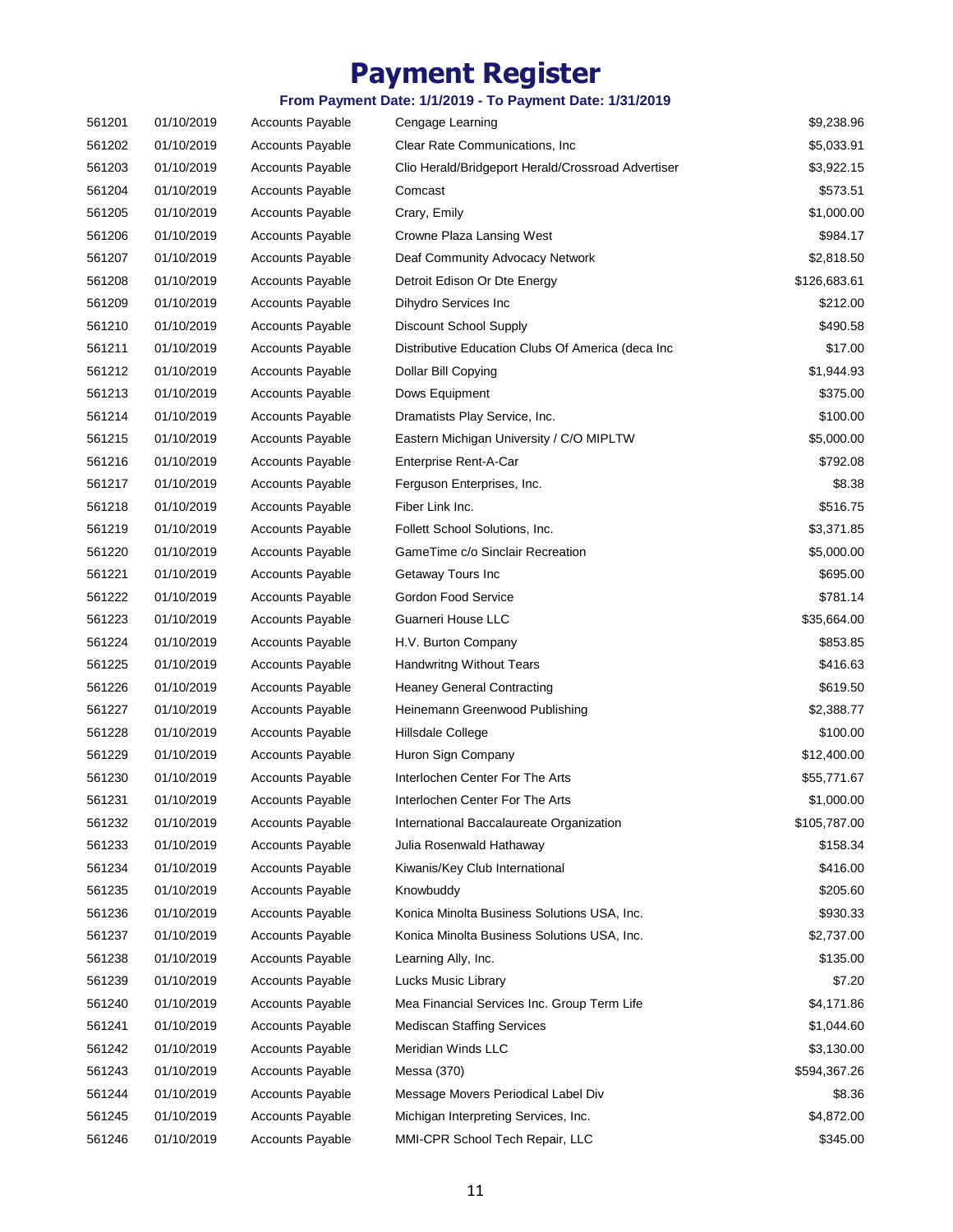# Payment Register

**From Payment Date: 1/1/2019 - To Payment Date: 1/31/2019**

| | | | | |
|---|---|---|---|---|
| 561201 | 01/10/2019 | Accounts Payable | Cengage Learning | $9,238.96 |
| 561202 | 01/10/2019 | Accounts Payable | Clear Rate Communications, Inc | $5,033.91 |
| 561203 | 01/10/2019 | Accounts Payable | Clio Herald/Bridgeport Herald/Crossroad Advertiser | $3,922.15 |
| 561204 | 01/10/2019 | Accounts Payable | Comcast | $573.51 |
| 561205 | 01/10/2019 | Accounts Payable | Crary, Emily | $1,000.00 |
| 561206 | 01/10/2019 | Accounts Payable | Crowne Plaza Lansing West | $984.17 |
| 561207 | 01/10/2019 | Accounts Payable | Deaf Community Advocacy Network | $2,818.50 |
| 561208 | 01/10/2019 | Accounts Payable | Detroit Edison Or Dte Energy | $126,683.61 |
| 561209 | 01/10/2019 | Accounts Payable | Dihydro Services Inc | $212.00 |
| 561210 | 01/10/2019 | Accounts Payable | Discount School Supply | $490.58 |
| 561211 | 01/10/2019 | Accounts Payable | Distributive Education Clubs Of America (deca Inc | $17.00 |
| 561212 | 01/10/2019 | Accounts Payable | Dollar Bill Copying | $1,944.93 |
| 561213 | 01/10/2019 | Accounts Payable | Dows Equipment | $375.00 |
| 561214 | 01/10/2019 | Accounts Payable | Dramatists Play Service, Inc. | $100.00 |
| 561215 | 01/10/2019 | Accounts Payable | Eastern Michigan University / C/O MIPLTW | $5,000.00 |
| 561216 | 01/10/2019 | Accounts Payable | Enterprise Rent-A-Car | $792.08 |
| 561217 | 01/10/2019 | Accounts Payable | Ferguson Enterprises, Inc. | $8.38 |
| 561218 | 01/10/2019 | Accounts Payable | Fiber Link Inc. | $516.75 |
| 561219 | 01/10/2019 | Accounts Payable | Follett School Solutions, Inc. | $3,371.85 |
| 561220 | 01/10/2019 | Accounts Payable | GameTime c/o Sinclair Recreation | $5,000.00 |
| 561221 | 01/10/2019 | Accounts Payable | Getaway Tours Inc | $695.00 |
| 561222 | 01/10/2019 | Accounts Payable | Gordon Food Service | $781.14 |
| 561223 | 01/10/2019 | Accounts Payable | Guarneri House LLC | $35,664.00 |
| 561224 | 01/10/2019 | Accounts Payable | H.V. Burton Company | $853.85 |
| 561225 | 01/10/2019 | Accounts Payable | Handwritng Without Tears | $416.63 |
| 561226 | 01/10/2019 | Accounts Payable | Heaney General Contracting | $619.50 |
| 561227 | 01/10/2019 | Accounts Payable | Heinemann Greenwood Publishing | $2,388.77 |
| 561228 | 01/10/2019 | Accounts Payable | Hillsdale College | $100.00 |
| 561229 | 01/10/2019 | Accounts Payable | Huron Sign Company | $12,400.00 |
| 561230 | 01/10/2019 | Accounts Payable | Interlochen Center For The Arts | $55,771.67 |
| 561231 | 01/10/2019 | Accounts Payable | Interlochen Center For The Arts | $1,000.00 |
| 561232 | 01/10/2019 | Accounts Payable | International Baccalaureate Organization | $105,787.00 |
| 561233 | 01/10/2019 | Accounts Payable | Julia Rosenwald Hathaway | $158.34 |
| 561234 | 01/10/2019 | Accounts Payable | Kiwanis/Key Club International | $416.00 |
| 561235 | 01/10/2019 | Accounts Payable | Knowbuddy | $205.60 |
| 561236 | 01/10/2019 | Accounts Payable | Konica Minolta Business Solutions USA, Inc. | $930.33 |
| 561237 | 01/10/2019 | Accounts Payable | Konica Minolta Business Solutions USA, Inc. | $2,737.00 |
| 561238 | 01/10/2019 | Accounts Payable | Learning Ally, Inc. | $135.00 |
| 561239 | 01/10/2019 | Accounts Payable | Lucks Music Library | $7.20 |
| 561240 | 01/10/2019 | Accounts Payable | Mea Financial Services Inc. Group Term Life | $4,171.86 |
| 561241 | 01/10/2019 | Accounts Payable | Mediscan Staffing Services | $1,044.60 |
| 561242 | 01/10/2019 | Accounts Payable | Meridian Winds LLC | $3,130.00 |
| 561243 | 01/10/2019 | Accounts Payable | Messa (370) | $594,367.26 |
| 561244 | 01/10/2019 | Accounts Payable | Message Movers Periodical Label Div | $8.36 |
| 561245 | 01/10/2019 | Accounts Payable | Michigan Interpreting Services, Inc. | $4,872.00 |
| 561246 | 01/10/2019 | Accounts Payable | MMI-CPR School Tech Repair, LLC | $345.00 |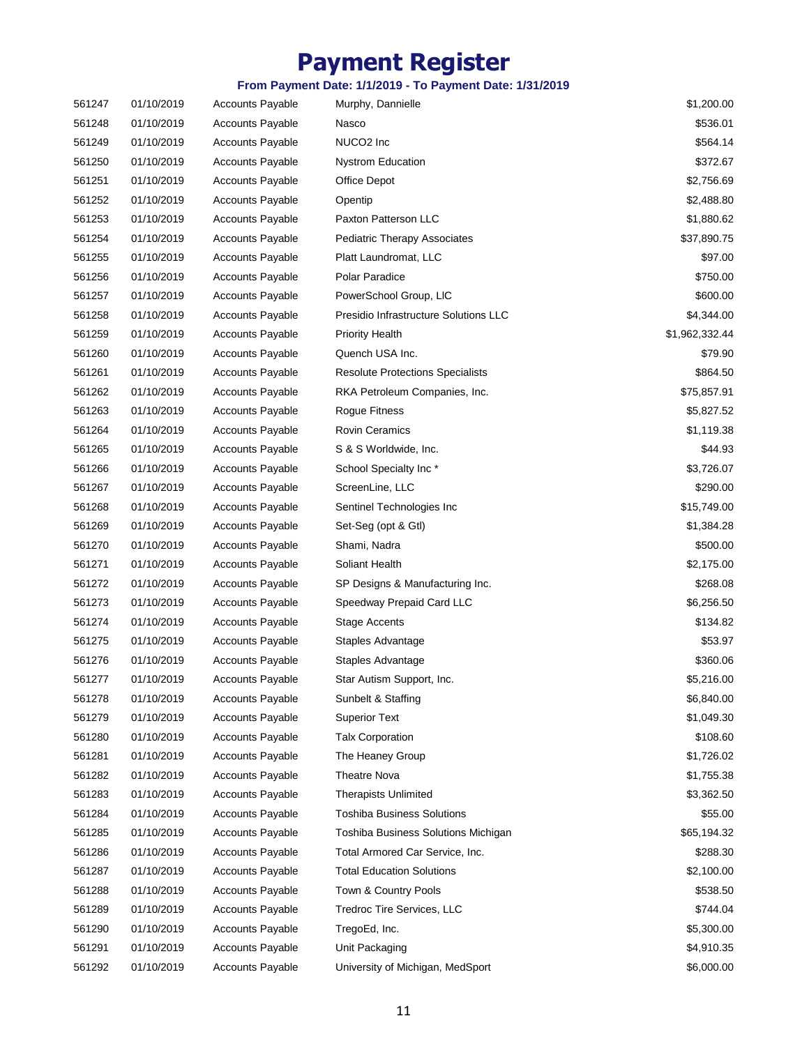# Payment Register

**From Payment Date: 1/1/2019 - To Payment Date: 1/31/2019**

| | | | | |
|---|---|---|---|---|
| 561247 | 01/10/2019 | Accounts Payable | Murphy, Dannielle | $1,200.00 |
| 561248 | 01/10/2019 | Accounts Payable | Nasco | $536.01 |
| 561249 | 01/10/2019 | Accounts Payable | NUCO2 Inc | $564.14 |
| 561250 | 01/10/2019 | Accounts Payable | Nystrom Education | $372.67 |
| 561251 | 01/10/2019 | Accounts Payable | Office Depot | $2,756.69 |
| 561252 | 01/10/2019 | Accounts Payable | Opentip | $2,488.80 |
| 561253 | 01/10/2019 | Accounts Payable | Paxton Patterson LLC | $1,880.62 |
| 561254 | 01/10/2019 | Accounts Payable | Pediatric Therapy Associates | $37,890.75 |
| 561255 | 01/10/2019 | Accounts Payable | Platt Laundromat, LLC | $97.00 |
| 561256 | 01/10/2019 | Accounts Payable | Polar Paradice | $750.00 |
| 561257 | 01/10/2019 | Accounts Payable | PowerSchool Group, LlC | $600.00 |
| 561258 | 01/10/2019 | Accounts Payable | Presidio Infrastructure Solutions LLC | $4,344.00 |
| 561259 | 01/10/2019 | Accounts Payable | Priority Health | $1,962,332.44 |
| 561260 | 01/10/2019 | Accounts Payable | Quench USA Inc. | $79.90 |
| 561261 | 01/10/2019 | Accounts Payable | Resolute Protections Specialists | $864.50 |
| 561262 | 01/10/2019 | Accounts Payable | RKA Petroleum Companies, Inc. | $75,857.91 |
| 561263 | 01/10/2019 | Accounts Payable | Rogue Fitness | $5,827.52 |
| 561264 | 01/10/2019 | Accounts Payable | Rovin Ceramics | $1,119.38 |
| 561265 | 01/10/2019 | Accounts Payable | S & S Worldwide, Inc. | $44.93 |
| 561266 | 01/10/2019 | Accounts Payable | School Specialty Inc * | $3,726.07 |
| 561267 | 01/10/2019 | Accounts Payable | ScreenLine, LLC | $290.00 |
| 561268 | 01/10/2019 | Accounts Payable | Sentinel Technologies Inc | $15,749.00 |
| 561269 | 01/10/2019 | Accounts Payable | Set-Seg (opt & Gtl) | $1,384.28 |
| 561270 | 01/10/2019 | Accounts Payable | Shami, Nadra | $500.00 |
| 561271 | 01/10/2019 | Accounts Payable | Soliant Health | $2,175.00 |
| 561272 | 01/10/2019 | Accounts Payable | SP Designs & Manufacturing Inc. | $268.08 |
| 561273 | 01/10/2019 | Accounts Payable | Speedway Prepaid Card LLC | $6,256.50 |
| 561274 | 01/10/2019 | Accounts Payable | Stage Accents | $134.82 |
| 561275 | 01/10/2019 | Accounts Payable | Staples Advantage | $53.97 |
| 561276 | 01/10/2019 | Accounts Payable | Staples Advantage | $360.06 |
| 561277 | 01/10/2019 | Accounts Payable | Star Autism Support, Inc. | $5,216.00 |
| 561278 | 01/10/2019 | Accounts Payable | Sunbelt & Staffing | $6,840.00 |
| 561279 | 01/10/2019 | Accounts Payable | Superior Text | $1,049.30 |
| 561280 | 01/10/2019 | Accounts Payable | Talx Corporation | $108.60 |
| 561281 | 01/10/2019 | Accounts Payable | The Heaney Group | $1,726.02 |
| 561282 | 01/10/2019 | Accounts Payable | Theatre Nova | $1,755.38 |
| 561283 | 01/10/2019 | Accounts Payable | Therapists Unlimited | $3,362.50 |
| 561284 | 01/10/2019 | Accounts Payable | Toshiba Business Solutions | $55.00 |
| 561285 | 01/10/2019 | Accounts Payable | Toshiba Business Solutions Michigan | $65,194.32 |
| 561286 | 01/10/2019 | Accounts Payable | Total Armored Car Service, Inc. | $288.30 |
| 561287 | 01/10/2019 | Accounts Payable | Total Education Solutions | $2,100.00 |
| 561288 | 01/10/2019 | Accounts Payable | Town & Country Pools | $538.50 |
| 561289 | 01/10/2019 | Accounts Payable | Tredroc Tire Services, LLC | $744.04 |
| 561290 | 01/10/2019 | Accounts Payable | TregoEd, Inc. | $5,300.00 |
| 561291 | 01/10/2019 | Accounts Payable | Unit Packaging | $4,910.35 |
| 561292 | 01/10/2019 | Accounts Payable | University of Michigan, MedSport | $6,000.00 |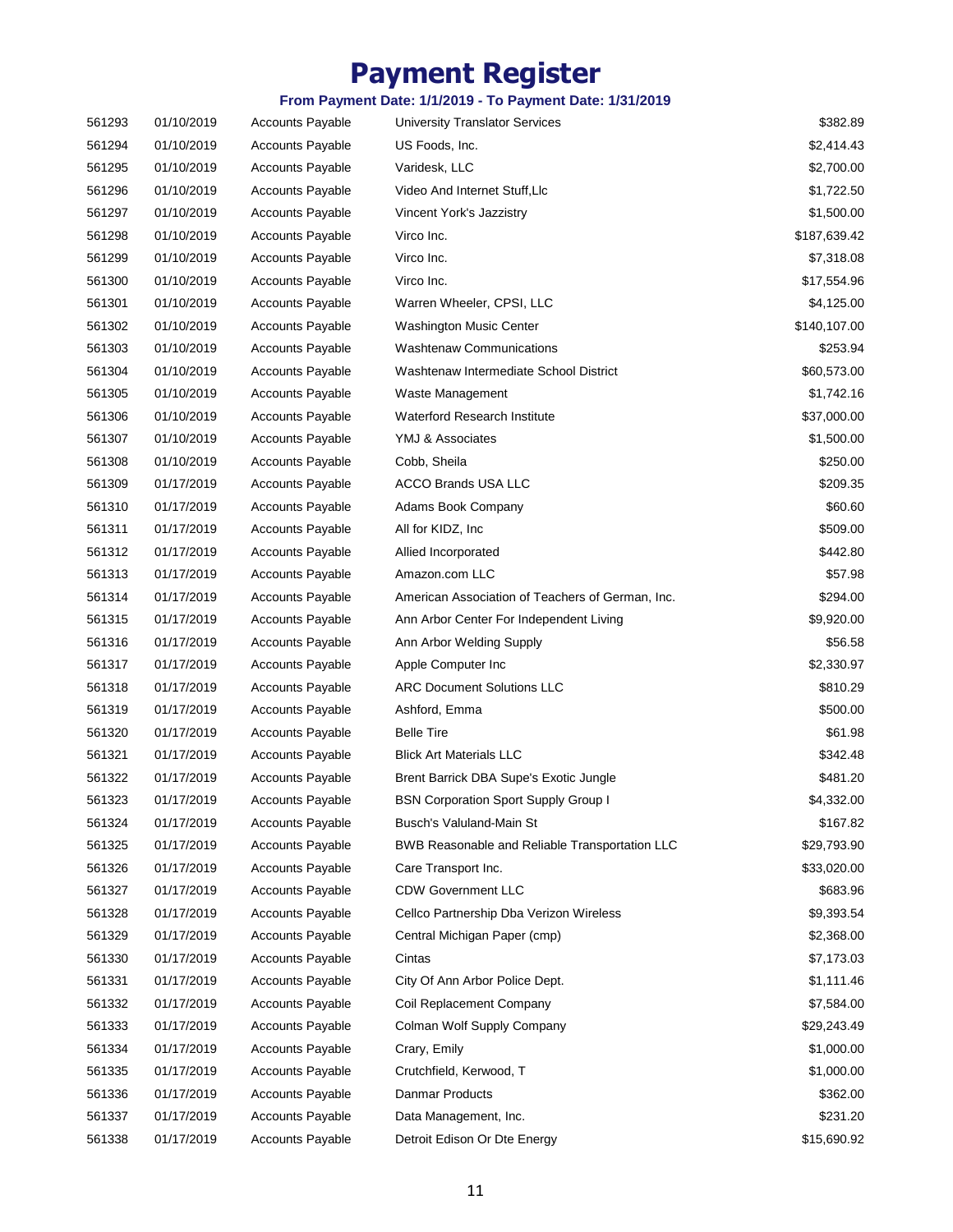# Payment Register

**From Payment Date: 1/1/2019 - To Payment Date: 1/31/2019**

| | | | | |
|---|---|---|---|---|
| 561293 | 01/10/2019 | Accounts Payable | University Translator Services | $382.89 |
| 561294 | 01/10/2019 | Accounts Payable | US Foods, Inc. | $2,414.43 |
| 561295 | 01/10/2019 | Accounts Payable | Varidesk, LLC | $2,700.00 |
| 561296 | 01/10/2019 | Accounts Payable | Video And Internet Stuff,Llc | $1,722.50 |
| 561297 | 01/10/2019 | Accounts Payable | Vincent York's Jazzistry | $1,500.00 |
| 561298 | 01/10/2019 | Accounts Payable | Virco Inc. | $187,639.42 |
| 561299 | 01/10/2019 | Accounts Payable | Virco Inc. | $7,318.08 |
| 561300 | 01/10/2019 | Accounts Payable | Virco Inc. | $17,554.96 |
| 561301 | 01/10/2019 | Accounts Payable | Warren Wheeler, CPSI, LLC | $4,125.00 |
| 561302 | 01/10/2019 | Accounts Payable | Washington Music Center | $140,107.00 |
| 561303 | 01/10/2019 | Accounts Payable | Washtenaw Communications | $253.94 |
| 561304 | 01/10/2019 | Accounts Payable | Washtenaw Intermediate School District | $60,573.00 |
| 561305 | 01/10/2019 | Accounts Payable | Waste Management | $1,742.16 |
| 561306 | 01/10/2019 | Accounts Payable | Waterford Research Institute | $37,000.00 |
| 561307 | 01/10/2019 | Accounts Payable | YMJ & Associates | $1,500.00 |
| 561308 | 01/10/2019 | Accounts Payable | Cobb, Sheila | $250.00 |
| 561309 | 01/17/2019 | Accounts Payable | ACCO Brands USA LLC | $209.35 |
| 561310 | 01/17/2019 | Accounts Payable | Adams Book Company | $60.60 |
| 561311 | 01/17/2019 | Accounts Payable | All for KIDZ, Inc | $509.00 |
| 561312 | 01/17/2019 | Accounts Payable | Allied Incorporated | $442.80 |
| 561313 | 01/17/2019 | Accounts Payable | Amazon.com LLC | $57.98 |
| 561314 | 01/17/2019 | Accounts Payable | American Association of Teachers of German, Inc. | $294.00 |
| 561315 | 01/17/2019 | Accounts Payable | Ann Arbor Center For Independent Living | $9,920.00 |
| 561316 | 01/17/2019 | Accounts Payable | Ann Arbor Welding Supply | $56.58 |
| 561317 | 01/17/2019 | Accounts Payable | Apple Computer Inc | $2,330.97 |
| 561318 | 01/17/2019 | Accounts Payable | ARC Document Solutions LLC | $810.29 |
| 561319 | 01/17/2019 | Accounts Payable | Ashford, Emma | $500.00 |
| 561320 | 01/17/2019 | Accounts Payable | Belle Tire | $61.98 |
| 561321 | 01/17/2019 | Accounts Payable | Blick Art Materials LLC | $342.48 |
| 561322 | 01/17/2019 | Accounts Payable | Brent Barrick DBA Supe's Exotic Jungle | $481.20 |
| 561323 | 01/17/2019 | Accounts Payable | BSN Corporation Sport Supply Group I | $4,332.00 |
| 561324 | 01/17/2019 | Accounts Payable | Busch's Valuland-Main St | $167.82 |
| 561325 | 01/17/2019 | Accounts Payable | BWB Reasonable and Reliable Transportation LLC | $29,793.90 |
| 561326 | 01/17/2019 | Accounts Payable | Care Transport Inc. | $33,020.00 |
| 561327 | 01/17/2019 | Accounts Payable | CDW Government LLC | $683.96 |
| 561328 | 01/17/2019 | Accounts Payable | Cellco Partnership Dba Verizon Wireless | $9,393.54 |
| 561329 | 01/17/2019 | Accounts Payable | Central Michigan Paper (cmp) | $2,368.00 |
| 561330 | 01/17/2019 | Accounts Payable | Cintas | $7,173.03 |
| 561331 | 01/17/2019 | Accounts Payable | City Of Ann Arbor Police Dept. | $1,111.46 |
| 561332 | 01/17/2019 | Accounts Payable | Coil Replacement Company | $7,584.00 |
| 561333 | 01/17/2019 | Accounts Payable | Colman Wolf Supply Company | $29,243.49 |
| 561334 | 01/17/2019 | Accounts Payable | Crary, Emily | $1,000.00 |
| 561335 | 01/17/2019 | Accounts Payable | Crutchfield, Kerwood, T | $1,000.00 |
| 561336 | 01/17/2019 | Accounts Payable | Danmar Products | $362.00 |
| 561337 | 01/17/2019 | Accounts Payable | Data Management, Inc. | $231.20 |
| 561338 | 01/17/2019 | Accounts Payable | Detroit Edison Or Dte Energy | $15,690.92 |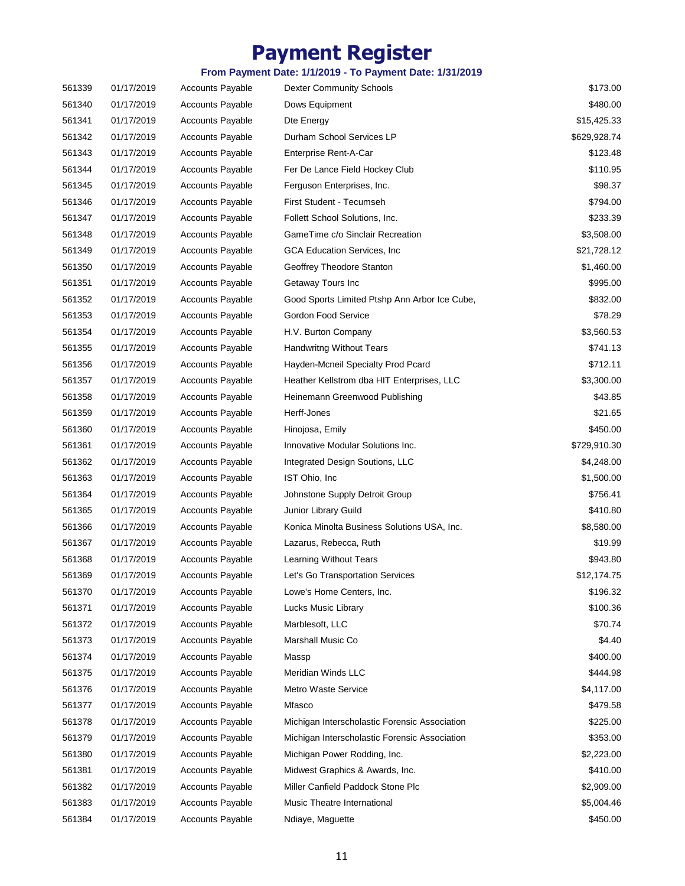# Payment Register

**From Payment Date: 1/1/2019 - To Payment Date: 1/31/2019**

| | | | | |
|---|---|---|---|---|
| 561339 | 01/17/2019 | Accounts Payable | Dexter Community Schools | $173.00 |
| 561340 | 01/17/2019 | Accounts Payable | Dows Equipment | $480.00 |
| 561341 | 01/17/2019 | Accounts Payable | Dte Energy | $15,425.33 |
| 561342 | 01/17/2019 | Accounts Payable | Durham School Services LP | $629,928.74 |
| 561343 | 01/17/2019 | Accounts Payable | Enterprise Rent-A-Car | $123.48 |
| 561344 | 01/17/2019 | Accounts Payable | Fer De Lance Field Hockey Club | $110.95 |
| 561345 | 01/17/2019 | Accounts Payable | Ferguson Enterprises, Inc. | $98.37 |
| 561346 | 01/17/2019 | Accounts Payable | First Student - Tecumseh | $794.00 |
| 561347 | 01/17/2019 | Accounts Payable | Follett School Solutions, Inc. | $233.39 |
| 561348 | 01/17/2019 | Accounts Payable | GameTime c/o Sinclair Recreation | $3,508.00 |
| 561349 | 01/17/2019 | Accounts Payable | GCA Education Services, Inc | $21,728.12 |
| 561350 | 01/17/2019 | Accounts Payable | Geoffrey Theodore Stanton | $1,460.00 |
| 561351 | 01/17/2019 | Accounts Payable | Getaway Tours Inc | $995.00 |
| 561352 | 01/17/2019 | Accounts Payable | Good Sports Limited Ptshp Ann Arbor Ice Cube, | $832.00 |
| 561353 | 01/17/2019 | Accounts Payable | Gordon Food Service | $78.29 |
| 561354 | 01/17/2019 | Accounts Payable | H.V. Burton Company | $3,560.53 |
| 561355 | 01/17/2019 | Accounts Payable | Handwritng Without Tears | $741.13 |
| 561356 | 01/17/2019 | Accounts Payable | Hayden-Mcneil Specialty Prod Pcard | $712.11 |
| 561357 | 01/17/2019 | Accounts Payable | Heather Kellstrom dba HIT Enterprises, LLC | $3,300.00 |
| 561358 | 01/17/2019 | Accounts Payable | Heinemann Greenwood Publishing | $43.85 |
| 561359 | 01/17/2019 | Accounts Payable | Herff-Jones | $21.65 |
| 561360 | 01/17/2019 | Accounts Payable | Hinojosa, Emily | $450.00 |
| 561361 | 01/17/2019 | Accounts Payable | Innovative Modular Solutions Inc. | $729,910.30 |
| 561362 | 01/17/2019 | Accounts Payable | Integrated Design Soutions, LLC | $4,248.00 |
| 561363 | 01/17/2019 | Accounts Payable | IST Ohio, Inc | $1,500.00 |
| 561364 | 01/17/2019 | Accounts Payable | Johnstone Supply Detroit Group | $756.41 |
| 561365 | 01/17/2019 | Accounts Payable | Junior Library Guild | $410.80 |
| 561366 | 01/17/2019 | Accounts Payable | Konica Minolta Business Solutions USA, Inc. | $8,580.00 |
| 561367 | 01/17/2019 | Accounts Payable | Lazarus, Rebecca, Ruth | $19.99 |
| 561368 | 01/17/2019 | Accounts Payable | Learning Without Tears | $943.80 |
| 561369 | 01/17/2019 | Accounts Payable | Let's Go Transportation Services | $12,174.75 |
| 561370 | 01/17/2019 | Accounts Payable | Lowe's Home Centers, Inc. | $196.32 |
| 561371 | 01/17/2019 | Accounts Payable | Lucks Music Library | $100.36 |
| 561372 | 01/17/2019 | Accounts Payable | Marblesoft, LLC | $70.74 |
| 561373 | 01/17/2019 | Accounts Payable | Marshall Music Co | $4.40 |
| 561374 | 01/17/2019 | Accounts Payable | Massp | $400.00 |
| 561375 | 01/17/2019 | Accounts Payable | Meridian Winds LLC | $444.98 |
| 561376 | 01/17/2019 | Accounts Payable | Metro Waste Service | $4,117.00 |
| 561377 | 01/17/2019 | Accounts Payable | Mfasco | $479.58 |
| 561378 | 01/17/2019 | Accounts Payable | Michigan Interscholastic Forensic Association | $225.00 |
| 561379 | 01/17/2019 | Accounts Payable | Michigan Interscholastic Forensic Association | $353.00 |
| 561380 | 01/17/2019 | Accounts Payable | Michigan Power Rodding, Inc. | $2,223.00 |
| 561381 | 01/17/2019 | Accounts Payable | Midwest Graphics & Awards, Inc. | $410.00 |
| 561382 | 01/17/2019 | Accounts Payable | Miller Canfield Paddock Stone Plc | $2,909.00 |
| 561383 | 01/17/2019 | Accounts Payable | Music Theatre International | $5,004.46 |
| 561384 | 01/17/2019 | Accounts Payable | Ndiaye, Maguette | $450.00 |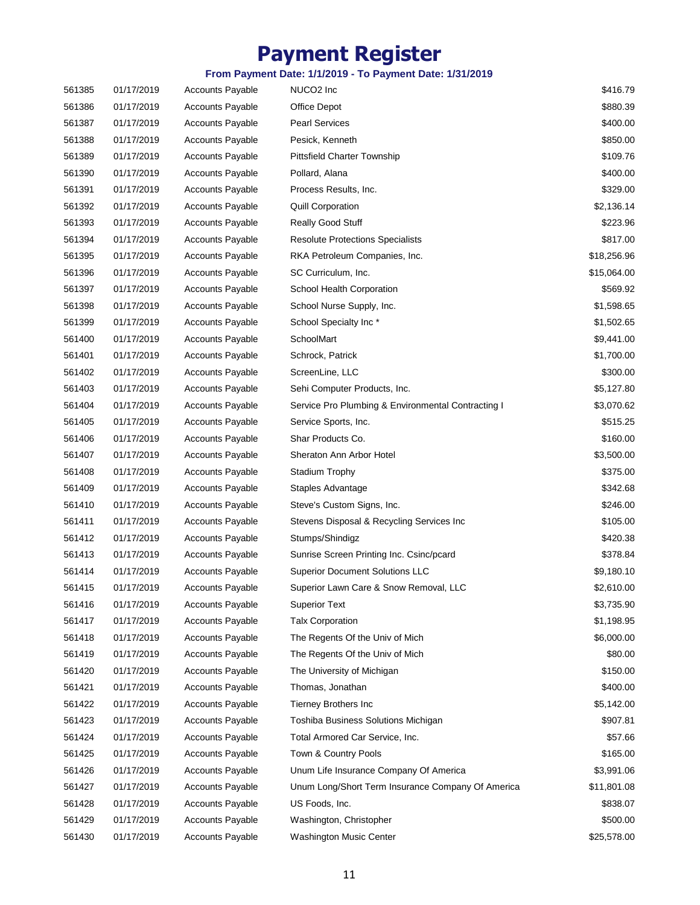# Payment Register

**From Payment Date: 1/1/2019 - To Payment Date: 1/31/2019**

| | | | | |
|---|---|---|---|---|
| 561385 | 01/17/2019 | Accounts Payable | NUCO2 Inc | $416.79 |
| 561386 | 01/17/2019 | Accounts Payable | Office Depot | $880.39 |
| 561387 | 01/17/2019 | Accounts Payable | Pearl Services | $400.00 |
| 561388 | 01/17/2019 | Accounts Payable | Pesick, Kenneth | $850.00 |
| 561389 | 01/17/2019 | Accounts Payable | Pittsfield Charter Township | $109.76 |
| 561390 | 01/17/2019 | Accounts Payable | Pollard, Alana | $400.00 |
| 561391 | 01/17/2019 | Accounts Payable | Process Results, Inc. | $329.00 |
| 561392 | 01/17/2019 | Accounts Payable | Quill Corporation | $2,136.14 |
| 561393 | 01/17/2019 | Accounts Payable | Really Good Stuff | $223.96 |
| 561394 | 01/17/2019 | Accounts Payable | Resolute Protections Specialists | $817.00 |
| 561395 | 01/17/2019 | Accounts Payable | RKA Petroleum Companies, Inc. | $18,256.96 |
| 561396 | 01/17/2019 | Accounts Payable | SC Curriculum, Inc. | $15,064.00 |
| 561397 | 01/17/2019 | Accounts Payable | School Health Corporation | $569.92 |
| 561398 | 01/17/2019 | Accounts Payable | School Nurse Supply, Inc. | $1,598.65 |
| 561399 | 01/17/2019 | Accounts Payable | School Specialty Inc * | $1,502.65 |
| 561400 | 01/17/2019 | Accounts Payable | SchoolMart | $9,441.00 |
| 561401 | 01/17/2019 | Accounts Payable | Schrock, Patrick | $1,700.00 |
| 561402 | 01/17/2019 | Accounts Payable | ScreenLine, LLC | $300.00 |
| 561403 | 01/17/2019 | Accounts Payable | Sehi Computer Products, Inc. | $5,127.80 |
| 561404 | 01/17/2019 | Accounts Payable | Service Pro Plumbing & Environmental Contracting I | $3,070.62 |
| 561405 | 01/17/2019 | Accounts Payable | Service Sports, Inc. | $515.25 |
| 561406 | 01/17/2019 | Accounts Payable | Shar Products Co. | $160.00 |
| 561407 | 01/17/2019 | Accounts Payable | Sheraton Ann Arbor Hotel | $3,500.00 |
| 561408 | 01/17/2019 | Accounts Payable | Stadium Trophy | $375.00 |
| 561409 | 01/17/2019 | Accounts Payable | Staples Advantage | $342.68 |
| 561410 | 01/17/2019 | Accounts Payable | Steve's Custom Signs, Inc. | $246.00 |
| 561411 | 01/17/2019 | Accounts Payable | Stevens Disposal & Recycling Services Inc | $105.00 |
| 561412 | 01/17/2019 | Accounts Payable | Stumps/Shindigz | $420.38 |
| 561413 | 01/17/2019 | Accounts Payable | Sunrise Screen Printing Inc. Csinc/pcard | $378.84 |
| 561414 | 01/17/2019 | Accounts Payable | Superior Document Solutions LLC | $9,180.10 |
| 561415 | 01/17/2019 | Accounts Payable | Superior Lawn Care & Snow Removal, LLC | $2,610.00 |
| 561416 | 01/17/2019 | Accounts Payable | Superior Text | $3,735.90 |
| 561417 | 01/17/2019 | Accounts Payable | Talx Corporation | $1,198.95 |
| 561418 | 01/17/2019 | Accounts Payable | The Regents Of the Univ of Mich | $6,000.00 |
| 561419 | 01/17/2019 | Accounts Payable | The Regents Of the Univ of Mich | $80.00 |
| 561420 | 01/17/2019 | Accounts Payable | The University of Michigan | $150.00 |
| 561421 | 01/17/2019 | Accounts Payable | Thomas, Jonathan | $400.00 |
| 561422 | 01/17/2019 | Accounts Payable | Tierney Brothers Inc | $5,142.00 |
| 561423 | 01/17/2019 | Accounts Payable | Toshiba Business Solutions Michigan | $907.81 |
| 561424 | 01/17/2019 | Accounts Payable | Total Armored Car Service, Inc. | $57.66 |
| 561425 | 01/17/2019 | Accounts Payable | Town & Country Pools | $165.00 |
| 561426 | 01/17/2019 | Accounts Payable | Unum Life Insurance Company Of America | $3,991.06 |
| 561427 | 01/17/2019 | Accounts Payable | Unum Long/Short Term Insurance Company Of America | $11,801.08 |
| 561428 | 01/17/2019 | Accounts Payable | US Foods, Inc. | $838.07 |
| 561429 | 01/17/2019 | Accounts Payable | Washington, Christopher | $500.00 |
| 561430 | 01/17/2019 | Accounts Payable | Washington Music Center | $25,578.00 |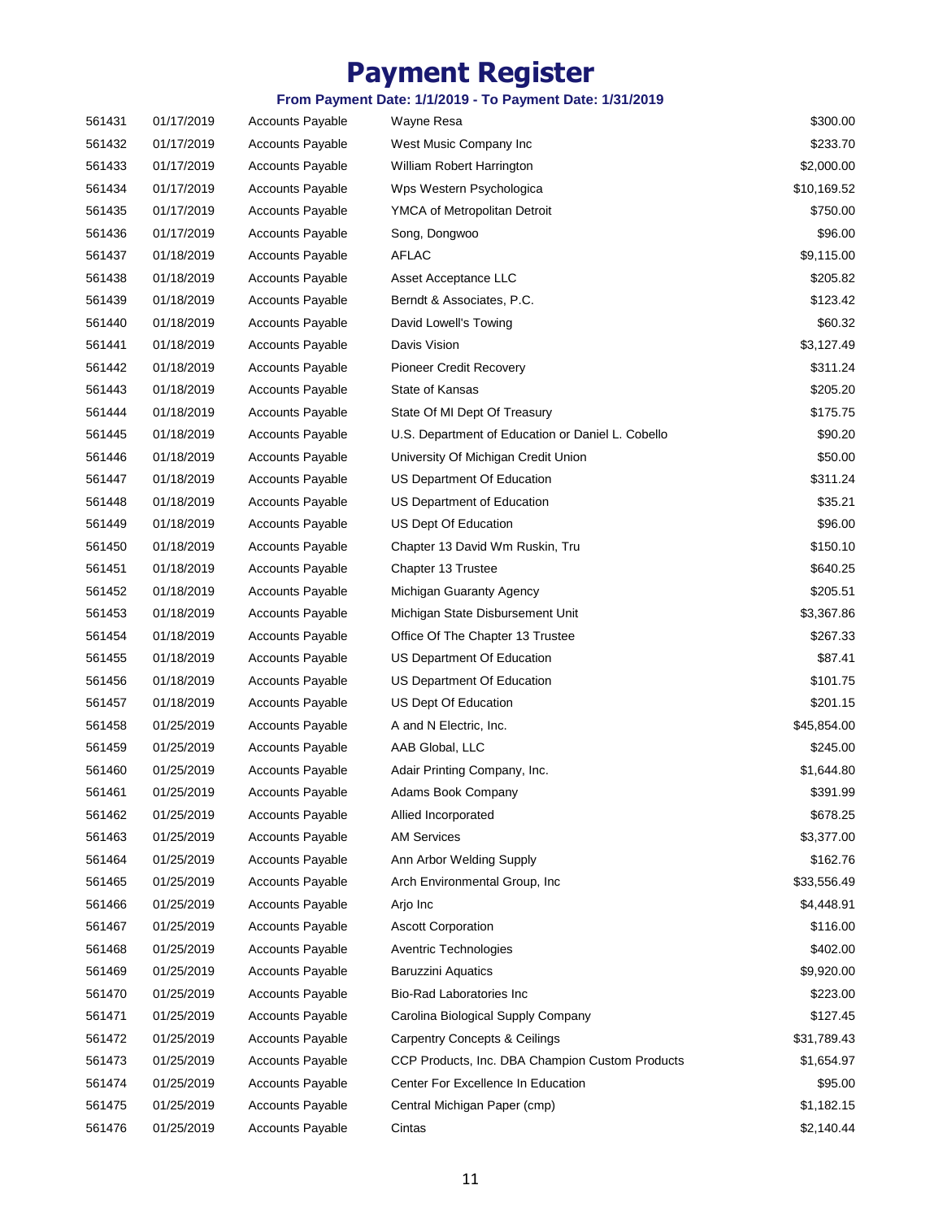# Payment Register

**From Payment Date: 1/1/2019 - To Payment Date: 1/31/2019**

| | | | | |
|---|---|---|---|---|
| 561431 | 01/17/2019 | Accounts Payable | Wayne Resa | $300.00 |
| 561432 | 01/17/2019 | Accounts Payable | West Music Company Inc | $233.70 |
| 561433 | 01/17/2019 | Accounts Payable | William Robert Harrington | $2,000.00 |
| 561434 | 01/17/2019 | Accounts Payable | Wps Western Psychologica | $10,169.52 |
| 561435 | 01/17/2019 | Accounts Payable | YMCA of Metropolitan Detroit | $750.00 |
| 561436 | 01/17/2019 | Accounts Payable | Song, Dongwoo | $96.00 |
| 561437 | 01/18/2019 | Accounts Payable | AFLAC | $9,115.00 |
| 561438 | 01/18/2019 | Accounts Payable | Asset Acceptance LLC | $205.82 |
| 561439 | 01/18/2019 | Accounts Payable | Berndt & Associates, P.C. | $123.42 |
| 561440 | 01/18/2019 | Accounts Payable | David Lowell's Towing | $60.32 |
| 561441 | 01/18/2019 | Accounts Payable | Davis Vision | $3,127.49 |
| 561442 | 01/18/2019 | Accounts Payable | Pioneer Credit Recovery | $311.24 |
| 561443 | 01/18/2019 | Accounts Payable | State of Kansas | $205.20 |
| 561444 | 01/18/2019 | Accounts Payable | State Of MI Dept Of Treasury | $175.75 |
| 561445 | 01/18/2019 | Accounts Payable | U.S. Department of Education or Daniel L. Cobello | $90.20 |
| 561446 | 01/18/2019 | Accounts Payable | University Of Michigan Credit Union | $50.00 |
| 561447 | 01/18/2019 | Accounts Payable | US Department Of Education | $311.24 |
| 561448 | 01/18/2019 | Accounts Payable | US Department of Education | $35.21 |
| 561449 | 01/18/2019 | Accounts Payable | US Dept Of Education | $96.00 |
| 561450 | 01/18/2019 | Accounts Payable | Chapter 13 David Wm Ruskin, Tru | $150.10 |
| 561451 | 01/18/2019 | Accounts Payable | Chapter 13 Trustee | $640.25 |
| 561452 | 01/18/2019 | Accounts Payable | Michigan Guaranty Agency | $205.51 |
| 561453 | 01/18/2019 | Accounts Payable | Michigan State Disbursement Unit | $3,367.86 |
| 561454 | 01/18/2019 | Accounts Payable | Office Of The Chapter 13 Trustee | $267.33 |
| 561455 | 01/18/2019 | Accounts Payable | US Department Of Education | $87.41 |
| 561456 | 01/18/2019 | Accounts Payable | US Department Of Education | $101.75 |
| 561457 | 01/18/2019 | Accounts Payable | US Dept Of Education | $201.15 |
| 561458 | 01/25/2019 | Accounts Payable | A and N Electric, Inc. | $45,854.00 |
| 561459 | 01/25/2019 | Accounts Payable | AAB Global, LLC | $245.00 |
| 561460 | 01/25/2019 | Accounts Payable | Adair Printing Company, Inc. | $1,644.80 |
| 561461 | 01/25/2019 | Accounts Payable | Adams Book Company | $391.99 |
| 561462 | 01/25/2019 | Accounts Payable | Allied Incorporated | $678.25 |
| 561463 | 01/25/2019 | Accounts Payable | AM Services | $3,377.00 |
| 561464 | 01/25/2019 | Accounts Payable | Ann Arbor Welding Supply | $162.76 |
| 561465 | 01/25/2019 | Accounts Payable | Arch Environmental Group, Inc | $33,556.49 |
| 561466 | 01/25/2019 | Accounts Payable | Arjo Inc | $4,448.91 |
| 561467 | 01/25/2019 | Accounts Payable | Ascott Corporation | $116.00 |
| 561468 | 01/25/2019 | Accounts Payable | Aventric Technologies | $402.00 |
| 561469 | 01/25/2019 | Accounts Payable | Baruzzini Aquatics | $9,920.00 |
| 561470 | 01/25/2019 | Accounts Payable | Bio-Rad Laboratories Inc | $223.00 |
| 561471 | 01/25/2019 | Accounts Payable | Carolina Biological Supply Company | $127.45 |
| 561472 | 01/25/2019 | Accounts Payable | Carpentry Concepts & Ceilings | $31,789.43 |
| 561473 | 01/25/2019 | Accounts Payable | CCP Products, Inc. DBA Champion Custom Products | $1,654.97 |
| 561474 | 01/25/2019 | Accounts Payable | Center For Excellence In Education | $95.00 |
| 561475 | 01/25/2019 | Accounts Payable | Central Michigan Paper (cmp) | $1,182.15 |
| 561476 | 01/25/2019 | Accounts Payable | Cintas | $2,140.44 |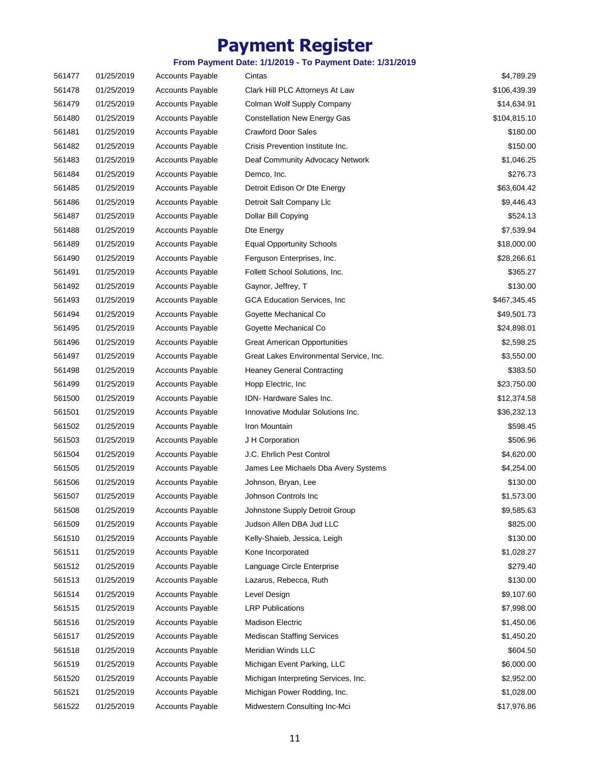# Payment Register

**From Payment Date: 1/1/2019 - To Payment Date: 1/31/2019**

| | | | | |
|---|---|---|---|---|
| 561477 | 01/25/2019 | Accounts Payable | Cintas | $4,789.29 |
| 561478 | 01/25/2019 | Accounts Payable | Clark Hill PLC Attorneys At Law | $106,439.39 |
| 561479 | 01/25/2019 | Accounts Payable | Colman Wolf Supply Company | $14,634.91 |
| 561480 | 01/25/2019 | Accounts Payable | Constellation New Energy Gas | $104,815.10 |
| 561481 | 01/25/2019 | Accounts Payable | Crawford Door Sales | $180.00 |
| 561482 | 01/25/2019 | Accounts Payable | Crisis Prevention Institute Inc. | $150.00 |
| 561483 | 01/25/2019 | Accounts Payable | Deaf Community Advocacy Network | $1,046.25 |
| 561484 | 01/25/2019 | Accounts Payable | Demco, Inc. | $276.73 |
| 561485 | 01/25/2019 | Accounts Payable | Detroit Edison Or Dte Energy | $63,604.42 |
| 561486 | 01/25/2019 | Accounts Payable | Detroit Salt Company Llc | $9,446.43 |
| 561487 | 01/25/2019 | Accounts Payable | Dollar Bill Copying | $524.13 |
| 561488 | 01/25/2019 | Accounts Payable | Dte Energy | $7,539.94 |
| 561489 | 01/25/2019 | Accounts Payable | Equal Opportunity Schools | $18,000.00 |
| 561490 | 01/25/2019 | Accounts Payable | Ferguson Enterprises, Inc. | $28,266.61 |
| 561491 | 01/25/2019 | Accounts Payable | Follett School Solutions, Inc. | $365.27 |
| 561492 | 01/25/2019 | Accounts Payable | Gaynor, Jeffrey, T | $130.00 |
| 561493 | 01/25/2019 | Accounts Payable | GCA Education Services, Inc | $467,345.45 |
| 561494 | 01/25/2019 | Accounts Payable | Goyette Mechanical Co | $49,501.73 |
| 561495 | 01/25/2019 | Accounts Payable | Goyette Mechanical Co | $24,898.01 |
| 561496 | 01/25/2019 | Accounts Payable | Great American Opportunities | $2,598.25 |
| 561497 | 01/25/2019 | Accounts Payable | Great Lakes Environmental Service, Inc. | $3,550.00 |
| 561498 | 01/25/2019 | Accounts Payable | Heaney General Contracting | $383.50 |
| 561499 | 01/25/2019 | Accounts Payable | Hopp Electric, Inc | $23,750.00 |
| 561500 | 01/25/2019 | Accounts Payable | IDN- Hardware Sales Inc. | $12,374.58 |
| 561501 | 01/25/2019 | Accounts Payable | Innovative Modular Solutions Inc. | $36,232.13 |
| 561502 | 01/25/2019 | Accounts Payable | Iron Mountain | $598.45 |
| 561503 | 01/25/2019 | Accounts Payable | J H Corporation | $506.96 |
| 561504 | 01/25/2019 | Accounts Payable | J.C. Ehrlich Pest Control | $4,620.00 |
| 561505 | 01/25/2019 | Accounts Payable | James Lee Michaels Dba Avery Systems | $4,254.00 |
| 561506 | 01/25/2019 | Accounts Payable | Johnson, Bryan, Lee | $130.00 |
| 561507 | 01/25/2019 | Accounts Payable | Johnson Controls Inc | $1,573.00 |
| 561508 | 01/25/2019 | Accounts Payable | Johnstone Supply Detroit Group | $9,585.63 |
| 561509 | 01/25/2019 | Accounts Payable | Judson Allen DBA Jud LLC | $825.00 |
| 561510 | 01/25/2019 | Accounts Payable | Kelly-Shaieb, Jessica, Leigh | $130.00 |
| 561511 | 01/25/2019 | Accounts Payable | Kone Incorporated | $1,028.27 |
| 561512 | 01/25/2019 | Accounts Payable | Language Circle Enterprise | $279.40 |
| 561513 | 01/25/2019 | Accounts Payable | Lazarus, Rebecca, Ruth | $130.00 |
| 561514 | 01/25/2019 | Accounts Payable | Level Design | $9,107.60 |
| 561515 | 01/25/2019 | Accounts Payable | LRP Publications | $7,998.00 |
| 561516 | 01/25/2019 | Accounts Payable | Madison Electric | $1,450.06 |
| 561517 | 01/25/2019 | Accounts Payable | Mediscan Staffing Services | $1,450.20 |
| 561518 | 01/25/2019 | Accounts Payable | Meridian Winds LLC | $604.50 |
| 561519 | 01/25/2019 | Accounts Payable | Michigan Event Parking, LLC | $6,000.00 |
| 561520 | 01/25/2019 | Accounts Payable | Michigan Interpreting Services, Inc. | $2,952.00 |
| 561521 | 01/25/2019 | Accounts Payable | Michigan Power Rodding, Inc. | $1,028.00 |
| 561522 | 01/25/2019 | Accounts Payable | Midwestern Consulting Inc-Mci | $17,976.86 |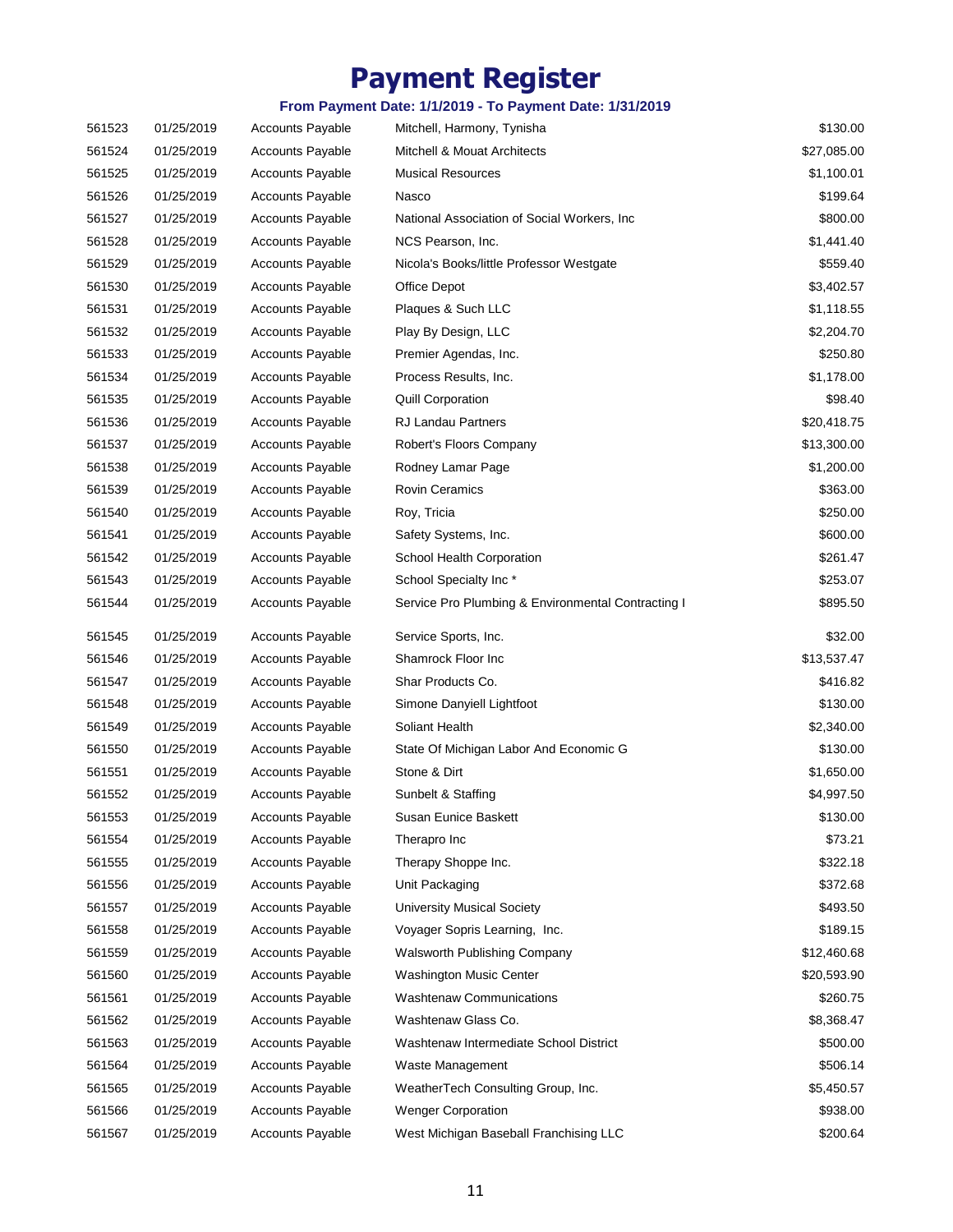# Payment Register

**From Payment Date: 1/1/2019 - To Payment Date: 1/31/2019**

| | | | | |
|---|---|---|---|---|
| 561523 | 01/25/2019 | Accounts Payable | Mitchell, Harmony, Tynisha | $130.00 |
| 561524 | 01/25/2019 | Accounts Payable | Mitchell & Mouat Architects | $27,085.00 |
| 561525 | 01/25/2019 | Accounts Payable | Musical Resources | $1,100.01 |
| 561526 | 01/25/2019 | Accounts Payable | Nasco | $199.64 |
| 561527 | 01/25/2019 | Accounts Payable | National Association of Social Workers, Inc | $800.00 |
| 561528 | 01/25/2019 | Accounts Payable | NCS Pearson, Inc. | $1,441.40 |
| 561529 | 01/25/2019 | Accounts Payable | Nicola's Books/little Professor Westgate | $559.40 |
| 561530 | 01/25/2019 | Accounts Payable | Office Depot | $3,402.57 |
| 561531 | 01/25/2019 | Accounts Payable | Plaques & Such LLC | $1,118.55 |
| 561532 | 01/25/2019 | Accounts Payable | Play By Design, LLC | $2,204.70 |
| 561533 | 01/25/2019 | Accounts Payable | Premier Agendas, Inc. | $250.80 |
| 561534 | 01/25/2019 | Accounts Payable | Process Results, Inc. | $1,178.00 |
| 561535 | 01/25/2019 | Accounts Payable | Quill Corporation | $98.40 |
| 561536 | 01/25/2019 | Accounts Payable | RJ Landau Partners | $20,418.75 |
| 561537 | 01/25/2019 | Accounts Payable | Robert's Floors Company | $13,300.00 |
| 561538 | 01/25/2019 | Accounts Payable | Rodney Lamar Page | $1,200.00 |
| 561539 | 01/25/2019 | Accounts Payable | Rovin Ceramics | $363.00 |
| 561540 | 01/25/2019 | Accounts Payable | Roy, Tricia | $250.00 |
| 561541 | 01/25/2019 | Accounts Payable | Safety Systems, Inc. | $600.00 |
| 561542 | 01/25/2019 | Accounts Payable | School Health Corporation | $261.47 |
| 561543 | 01/25/2019 | Accounts Payable | School Specialty Inc * | $253.07 |
| 561544 | 01/25/2019 | Accounts Payable | Service Pro Plumbing & Environmental Contracting I | $895.50 |
| 561545 | 01/25/2019 | Accounts Payable | Service Sports, Inc. | $32.00 |
| 561546 | 01/25/2019 | Accounts Payable | Shamrock Floor Inc | $13,537.47 |
| 561547 | 01/25/2019 | Accounts Payable | Shar Products Co. | $416.82 |
| 561548 | 01/25/2019 | Accounts Payable | Simone Danyiell Lightfoot | $130.00 |
| 561549 | 01/25/2019 | Accounts Payable | Soliant Health | $2,340.00 |
| 561550 | 01/25/2019 | Accounts Payable | State Of Michigan Labor And Economic G | $130.00 |
| 561551 | 01/25/2019 | Accounts Payable | Stone & Dirt | $1,650.00 |
| 561552 | 01/25/2019 | Accounts Payable | Sunbelt & Staffing | $4,997.50 |
| 561553 | 01/25/2019 | Accounts Payable | Susan Eunice Baskett | $130.00 |
| 561554 | 01/25/2019 | Accounts Payable | Therapro Inc | $73.21 |
| 561555 | 01/25/2019 | Accounts Payable | Therapy Shoppe Inc. | $322.18 |
| 561556 | 01/25/2019 | Accounts Payable | Unit Packaging | $372.68 |
| 561557 | 01/25/2019 | Accounts Payable | University Musical Society | $493.50 |
| 561558 | 01/25/2019 | Accounts Payable | Voyager Sopris Learning, Inc. | $189.15 |
| 561559 | 01/25/2019 | Accounts Payable | Walsworth Publishing Company | $12,460.68 |
| 561560 | 01/25/2019 | Accounts Payable | Washington Music Center | $20,593.90 |
| 561561 | 01/25/2019 | Accounts Payable | Washtenaw Communications | $260.75 |
| 561562 | 01/25/2019 | Accounts Payable | Washtenaw Glass Co. | $8,368.47 |
| 561563 | 01/25/2019 | Accounts Payable | Washtenaw Intermediate School District | $500.00 |
| 561564 | 01/25/2019 | Accounts Payable | Waste Management | $506.14 |
| 561565 | 01/25/2019 | Accounts Payable | WeatherTech Consulting Group, Inc. | $5,450.57 |
| 561566 | 01/25/2019 | Accounts Payable | Wenger Corporation | $938.00 |
| 561567 | 01/25/2019 | Accounts Payable | West Michigan Baseball Franchising LLC | $200.64 |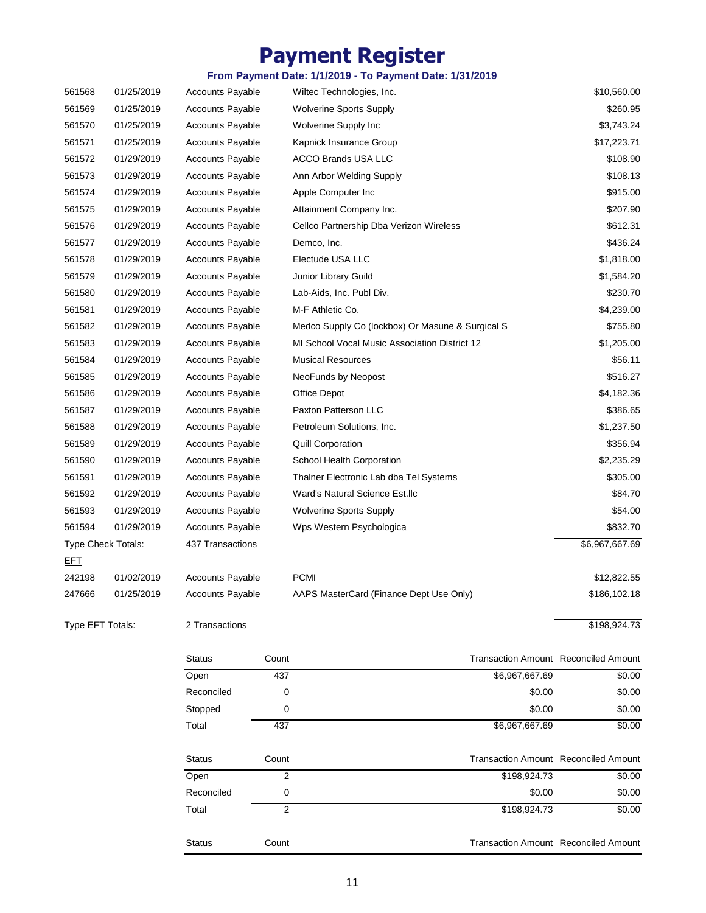# Payment Register

**From Payment Date: 1/1/2019 - To Payment Date: 1/31/2019**

| | | | | |
|---|---|---|---|---|
| 561568 | 01/25/2019 | Accounts Payable | Wiltec Technologies, Inc. | $10,560.00 |
| 561569 | 01/25/2019 | Accounts Payable | Wolverine Sports Supply | $260.95 |
| 561570 | 01/25/2019 | Accounts Payable | Wolverine Supply Inc | $3,743.24 |
| 561571 | 01/25/2019 | Accounts Payable | Kapnick Insurance Group | $17,223.71 |
| 561572 | 01/29/2019 | Accounts Payable | ACCO Brands USA LLC | $108.90 |
| 561573 | 01/29/2019 | Accounts Payable | Ann Arbor Welding Supply | $108.13 |
| 561574 | 01/29/2019 | Accounts Payable | Apple Computer Inc | $915.00 |
| 561575 | 01/29/2019 | Accounts Payable | Attainment Company Inc. | $207.90 |
| 561576 | 01/29/2019 | Accounts Payable | Cellco Partnership Dba Verizon Wireless | $612.31 |
| 561577 | 01/29/2019 | Accounts Payable | Demco, Inc. | $436.24 |
| 561578 | 01/29/2019 | Accounts Payable | Electude USA LLC | $1,818.00 |
| 561579 | 01/29/2019 | Accounts Payable | Junior Library Guild | $1,584.20 |
| 561580 | 01/29/2019 | Accounts Payable | Lab-Aids, Inc. Publ Div. | $230.70 |
| 561581 | 01/29/2019 | Accounts Payable | M-F Athletic Co. | $4,239.00 |
| 561582 | 01/29/2019 | Accounts Payable | Medco Supply Co (lockbox) Or Masune & Surgical S | $755.80 |
| 561583 | 01/29/2019 | Accounts Payable | MI School Vocal Music Association District 12 | $1,205.00 |
| 561584 | 01/29/2019 | Accounts Payable | Musical Resources | $56.11 |
| 561585 | 01/29/2019 | Accounts Payable | NeoFunds by Neopost | $516.27 |
| 561586 | 01/29/2019 | Accounts Payable | Office Depot | $4,182.36 |
| 561587 | 01/29/2019 | Accounts Payable | Paxton Patterson LLC | $386.65 |
| 561588 | 01/29/2019 | Accounts Payable | Petroleum Solutions, Inc. | $1,237.50 |
| 561589 | 01/29/2019 | Accounts Payable | Quill Corporation | $356.94 |
| 561590 | 01/29/2019 | Accounts Payable | School Health Corporation | $2,235.29 |
| 561591 | 01/29/2019 | Accounts Payable | Thalner Electronic Lab dba Tel Systems | $305.00 |
| 561592 | 01/29/2019 | Accounts Payable | Ward's Natural Science Est.llc | $84.70 |
| 561593 | 01/29/2019 | Accounts Payable | Wolverine Sports Supply | $54.00 |
| 561594 | 01/29/2019 | Accounts Payable | Wps Western Psychologica | $832.70 |
| Type Check Totals: | | 437 Transactions | | $6,967,667.69 |
| EFT | | | | |
| 242198 | 01/02/2019 | Accounts Payable | PCMI | $12,822.55 |
| 247666 | 01/25/2019 | Accounts Payable | AAPS MasterCard (Finance Dept Use Only) | $186,102.18 |
| Type EFT Totals: | | 2 Transactions | | $198,924.73 |

| Status | Count | Transaction Amount | Reconciled Amount |
|---|---|---|---|
| Open | 437 | $6,967,667.69 | $0.00 |
| Reconciled | 0 | $0.00 | $0.00 |
| Stopped | 0 | $0.00 | $0.00 |
| Total | 437 | $6,967,667.69 | $0.00 |

| Status | Count | Transaction Amount | Reconciled Amount |
|---|---|---|---|
| Open | 2 | $198,924.73 | $0.00 |
| Reconciled | 0 | $0.00 | $0.00 |
| Total | 2 | $198,924.73 | $0.00 |

| Status | Count | Transaction Amount | Reconciled Amount |
|---|---|---|---|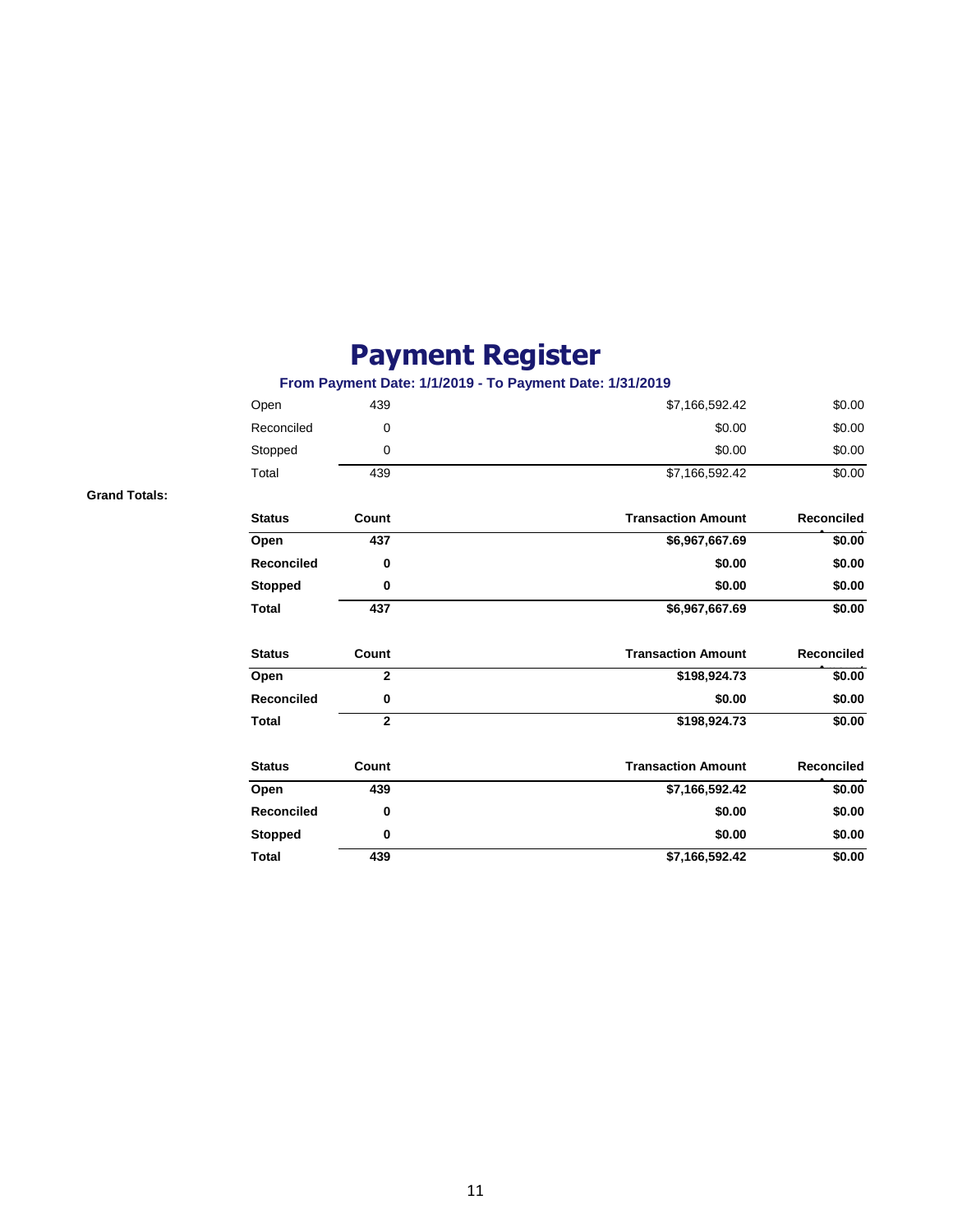# Payment Register

**From Payment Date: 1/1/2019 - To Payment Date: 1/31/2019**

| | | | |
|---|---|---|---|
| Open | 439 | $7,166,592.42 | $0.00 |
| Reconciled | 0 | $0.00 | $0.00 |
| Stopped | 0 | $0.00 | $0.00 |
| Total | 439 | $7,166,592.42 | $0.00 |

**Grand Totals:**

| Status | Count | Transaction Amount | Reconciled |
|---|---|---|---|
| **Open** | **437** | **$6,967,667.69** | **$0.00** |
| **Reconciled** | **0** | **$0.00** | **$0.00** |
| **Stopped** | **0** | **$0.00** | **$0.00** |
| **Total** | **437** | **$6,967,667.69** | **$0.00** |

| Status | Count | Transaction Amount | Reconciled |
|---|---|---|---|
| **Open** | **2** | **$198,924.73** | **$0.00** |
| **Reconciled** | **0** | **$0.00** | **$0.00** |
| **Total** | **2** | **$198,924.73** | **$0.00** |

| Status | Count | Transaction Amount | Reconciled |
|---|---|---|---|
| **Open** | **439** | **$7,166,592.42** | **$0.00** |
| **Reconciled** | **0** | **$0.00** | **$0.00** |
| **Stopped** | **0** | **$0.00** | **$0.00** |
| **Total** | **439** | **$7,166,592.42** | **$0.00** |